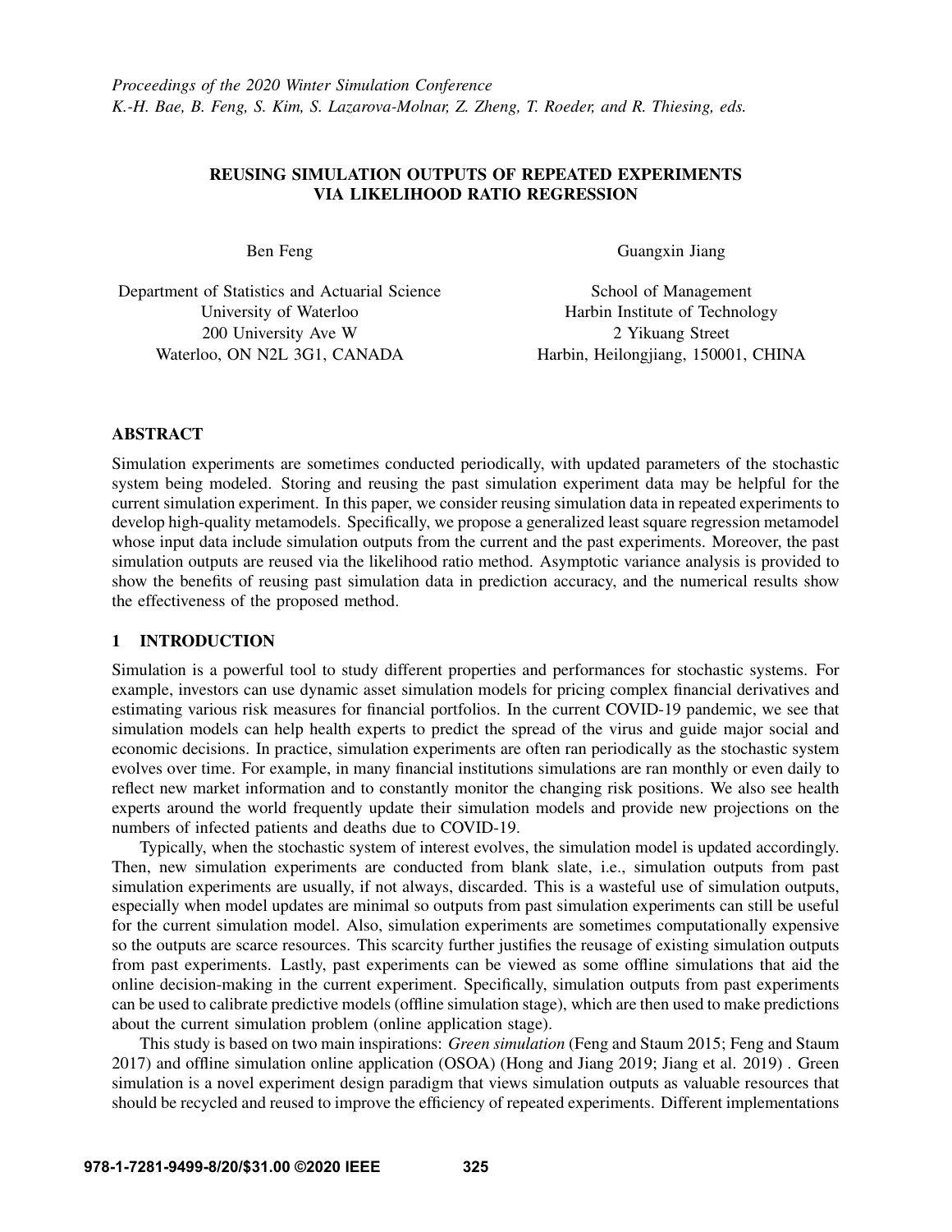*Proceedings of the 2020 Winter Simulation Conference*
*K.-H. Bae, B. Feng, S. Kim, S. Lazarova-Molnar, Z. Zheng, T. Roeder, and R. Thiesing, eds.*

# REUSING SIMULATION OUTPUTS OF REPEATED EXPERIMENTS VIA LIKELIHOOD RATIO REGRESSION

Ben Feng

Department of Statistics and Actuarial Science
University of Waterloo
200 University Ave W
Waterloo, ON N2L 3G1, CANADA

Guangxin Jiang

School of Management
Harbin Institute of Technology
2 Yikuang Street
Harbin, Heilongjiang, 150001, CHINA

## ABSTRACT

Simulation experiments are sometimes conducted periodically, with updated parameters of the stochastic system being modeled. Storing and reusing the past simulation experiment data may be helpful for the current simulation experiment. In this paper, we consider reusing simulation data in repeated experiments to develop high-quality metamodels. Specifically, we propose a generalized least square regression metamodel whose input data include simulation outputs from the current and the past experiments. Moreover, the past simulation outputs are reused via the likelihood ratio method. Asymptotic variance analysis is provided to show the benefits of reusing past simulation data in prediction accuracy, and the numerical results show the effectiveness of the proposed method.

## 1 INTRODUCTION

Simulation is a powerful tool to study different properties and performances for stochastic systems. For example, investors can use dynamic asset simulation models for pricing complex financial derivatives and estimating various risk measures for financial portfolios. In the current COVID-19 pandemic, we see that simulation models can help health experts to predict the spread of the virus and guide major social and economic decisions. In practice, simulation experiments are often ran periodically as the stochastic system evolves over time. For example, in many financial institutions simulations are ran monthly or even daily to reflect new market information and to constantly monitor the changing risk positions. We also see health experts around the world frequently update their simulation models and provide new projections on the numbers of infected patients and deaths due to COVID-19.

Typically, when the stochastic system of interest evolves, the simulation model is updated accordingly. Then, new simulation experiments are conducted from blank slate, i.e., simulation outputs from past simulation experiments are usually, if not always, discarded. This is a wasteful use of simulation outputs, especially when model updates are minimal so outputs from past simulation experiments can still be useful for the current simulation model. Also, simulation experiments are sometimes computationally expensive so the outputs are scarce resources. This scarcity further justifies the reusage of existing simulation outputs from past experiments. Lastly, past experiments can be viewed as some offline simulations that aid the online decision-making in the current experiment. Specifically, simulation outputs from past experiments can be used to calibrate predictive models (offline simulation stage), which are then used to make predictions about the current simulation problem (online application stage).

This study is based on two main inspirations: *Green simulation* (Feng and Staum 2015; Feng and Staum 2017) and offline simulation online application (OSOA) (Hong and Jiang 2019; Jiang et al. 2019) . Green simulation is a novel experiment design paradigm that views simulation outputs as valuable resources that should be recycled and reused to improve the efficiency of repeated experiments. Different implementations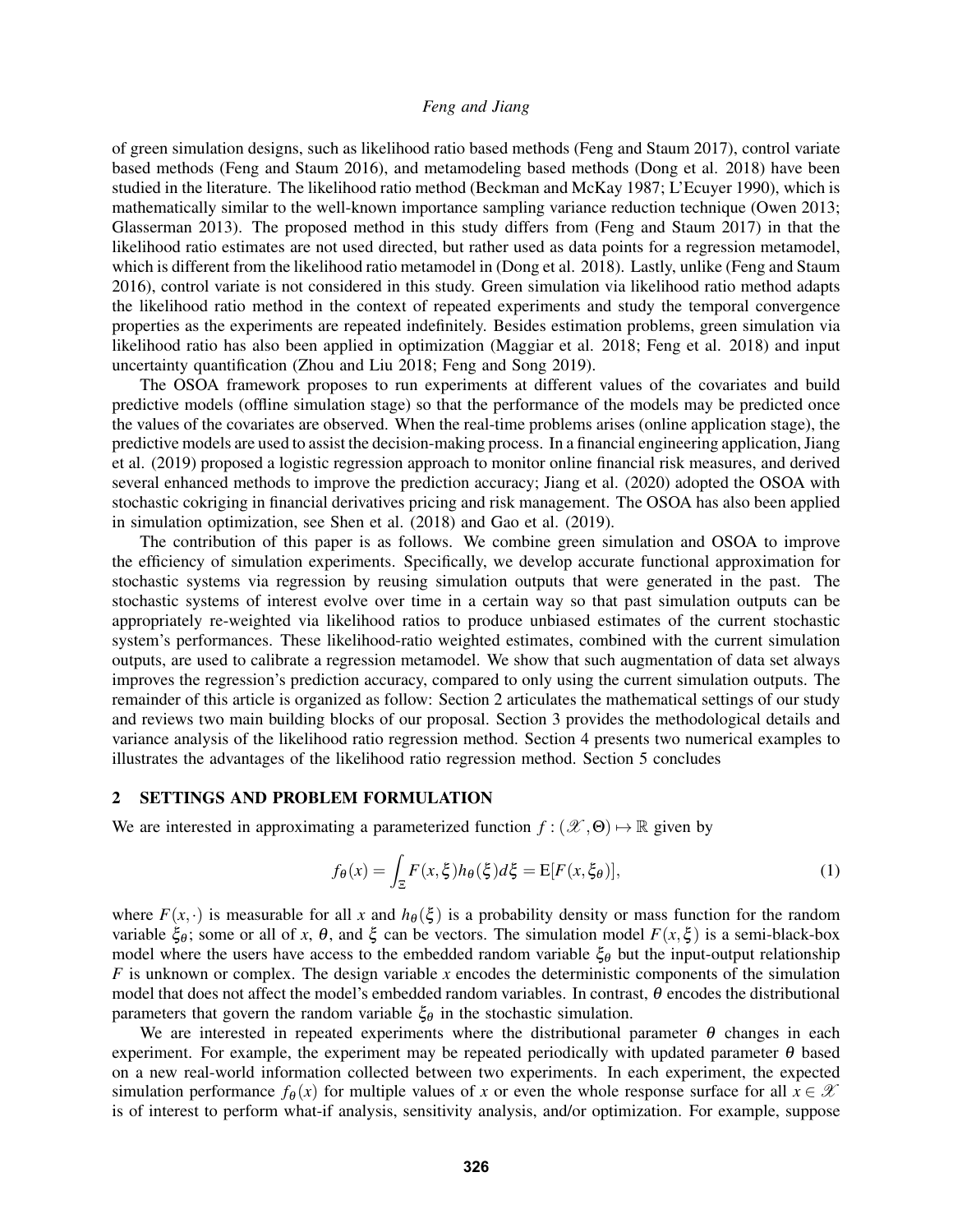of green simulation designs, such as likelihood ratio based methods (Feng and Staum 2017), control variate based methods (Feng and Staum 2016), and metamodeling based methods (Dong et al. 2018) have been studied in the literature. The likelihood ratio method (Beckman and McKay 1987; L'Ecuyer 1990), which is mathematically similar to the well-known importance sampling variance reduction technique (Owen 2013; Glasserman 2013). The proposed method in this study differs from (Feng and Staum 2017) in that the likelihood ratio estimates are not used directed, but rather used as data points for a regression metamodel, which is different from the likelihood ratio metamodel in (Dong et al. 2018). Lastly, unlike (Feng and Staum 2016), control variate is not considered in this study. Green simulation via likelihood ratio method adapts the likelihood ratio method in the context of repeated experiments and study the temporal convergence properties as the experiments are repeated indefinitely. Besides estimation problems, green simulation via likelihood ratio has also been applied in optimization (Maggiar et al. 2018; Feng et al. 2018) and input uncertainty quantification (Zhou and Liu 2018; Feng and Song 2019).

The OSOA framework proposes to run experiments at different values of the covariates and build predictive models (offline simulation stage) so that the performance of the models may be predicted once the values of the covariates are observed. When the real-time problems arises (online application stage), the predictive models are used to assist the decision-making process. In a financial engineering application, Jiang et al. (2019) proposed a logistic regression approach to monitor online financial risk measures, and derived several enhanced methods to improve the prediction accuracy; Jiang et al. (2020) adopted the OSOA with stochastic cokriging in financial derivatives pricing and risk management. The OSOA has also been applied in simulation optimization, see Shen et al. (2018) and Gao et al. (2019).

The contribution of this paper is as follows. We combine green simulation and OSOA to improve the efficiency of simulation experiments. Specifically, we develop accurate functional approximation for stochastic systems via regression by reusing simulation outputs that were generated in the past. The stochastic systems of interest evolve over time in a certain way so that past simulation outputs can be appropriately re-weighted via likelihood ratios to produce unbiased estimates of the current stochastic system's performances. These likelihood-ratio weighted estimates, combined with the current simulation outputs, are used to calibrate a regression metamodel. We show that such augmentation of data set always improves the regression's prediction accuracy, compared to only using the current simulation outputs. The remainder of this article is organized as follow: Section 2 articulates the mathematical settings of our study and reviews two main building blocks of our proposal. Section 3 provides the methodological details and variance analysis of the likelihood ratio regression method. Section 4 presents two numerical examples to illustrates the advantages of the likelihood ratio regression method. Section 5 concludes

## 2 SETTINGS AND PROBLEM FORMULATION

We are interested in approximating a parameterized function $f : (\mathscr{X}, \Theta) \mapsto \mathbb{R}$ given by

$$f_\theta(x) = \int_\Xi F(x,\xi) h_\theta(\xi) d\xi = \mathrm{E}[F(x,\xi_\theta)], \tag{1}$$

where $F(x,\cdot)$ is measurable for all $x$ and $h_\theta(\xi)$ is a probability density or mass function for the random variable $\xi_\theta$; some or all of $x$, $\theta$, and $\xi$ can be vectors. The simulation model $F(x,\xi)$ is a semi-black-box model where the users have access to the embedded random variable $\xi_\theta$ but the input-output relationship $F$ is unknown or complex. The design variable $x$ encodes the deterministic components of the simulation model that does not affect the model's embedded random variables. In contrast, $\theta$ encodes the distributional parameters that govern the random variable $\xi_\theta$ in the stochastic simulation.

We are interested in repeated experiments where the distributional parameter $\theta$ changes in each experiment. For example, the experiment may be repeated periodically with updated parameter $\theta$ based on a new real-world information collected between two experiments. In each experiment, the expected simulation performance $f_\theta(x)$ for multiple values of $x$ or even the whole response surface for all $x \in \mathscr{X}$ is of interest to perform what-if analysis, sensitivity analysis, and/or optimization. For example, suppose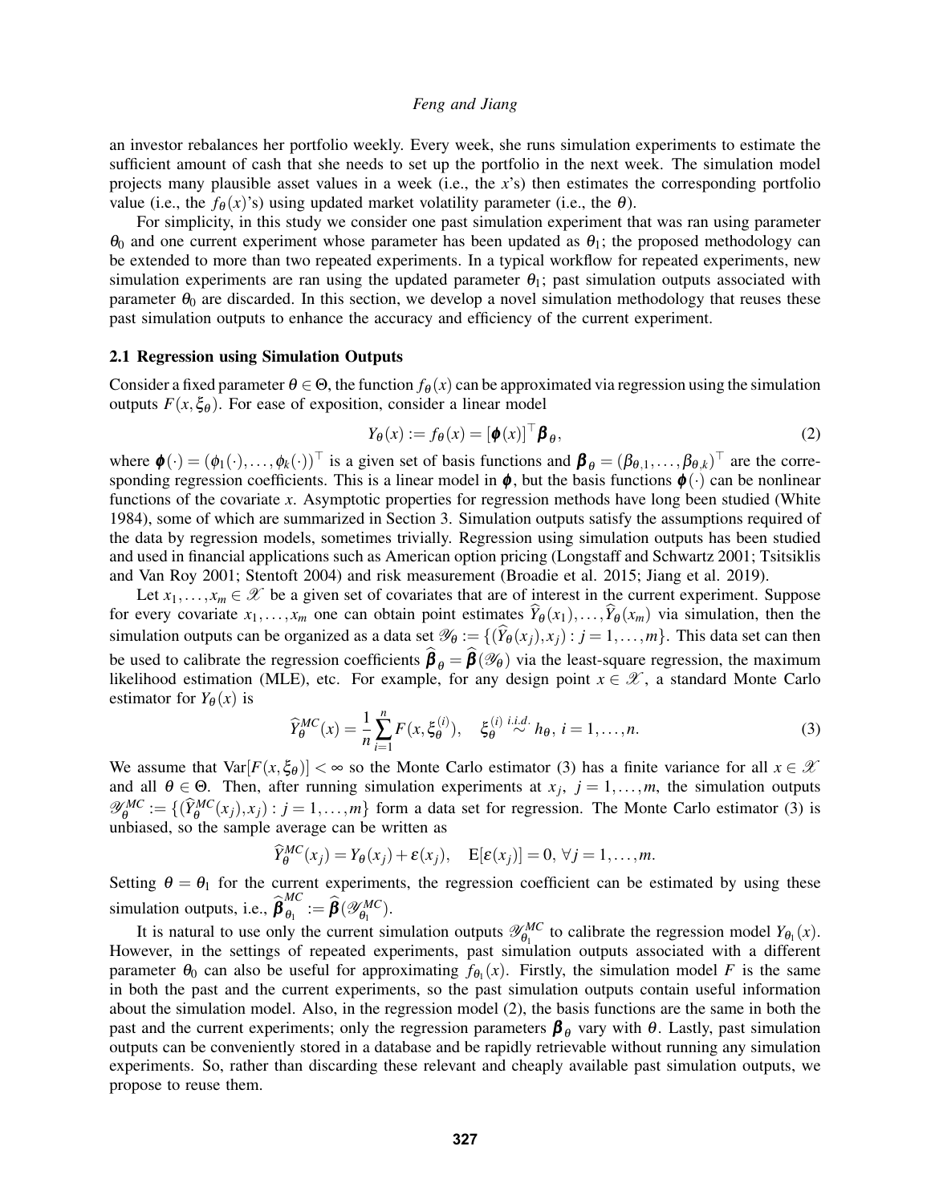an investor rebalances her portfolio weekly. Every week, she runs simulation experiments to estimate the sufficient amount of cash that she needs to set up the portfolio in the next week. The simulation model projects many plausible asset values in a week (i.e., the $x$'s) then estimates the corresponding portfolio value (i.e., the $f_\theta(x)$'s) using updated market volatility parameter (i.e., the $\theta$).

For simplicity, in this study we consider one past simulation experiment that was ran using parameter $\theta_0$ and one current experiment whose parameter has been updated as $\theta_1$; the proposed methodology can be extended to more than two repeated experiments. In a typical workflow for repeated experiments, new simulation experiments are ran using the updated parameter $\theta_1$; past simulation outputs associated with parameter $\theta_0$ are discarded. In this section, we develop a novel simulation methodology that reuses these past simulation outputs to enhance the accuracy and efficiency of the current experiment.

### 2.1 Regression using Simulation Outputs

Consider a fixed parameter $\theta \in \Theta$, the function $f_\theta(x)$ can be approximated via regression using the simulation outputs $F(x, \xi_\theta)$. For ease of exposition, consider a linear model

$$Y_\theta(x) := f_\theta(x) = [\boldsymbol{\phi}(x)]^\top \boldsymbol{\beta}_\theta, \tag{2}$$

where $\boldsymbol{\phi}(\cdot) = (\phi_1(\cdot), \ldots, \phi_k(\cdot))^\top$ is a given set of basis functions and $\boldsymbol{\beta}_\theta = (\beta_{\theta,1}, \ldots, \beta_{\theta,k})^\top$ are the corresponding regression coefficients. This is a linear model in $\boldsymbol{\phi}$, but the basis functions $\boldsymbol{\phi}(\cdot)$ can be nonlinear functions of the covariate $x$. Asymptotic properties for regression methods have long been studied (White 1984), some of which are summarized in Section 3. Simulation outputs satisfy the assumptions required of the data by regression models, sometimes trivially. Regression using simulation outputs has been studied and used in financial applications such as American option pricing (Longstaff and Schwartz 2001; Tsitsiklis and Van Roy 2001; Stentoft 2004) and risk measurement (Broadie et al. 2015; Jiang et al. 2019).

Let $x_1, \ldots, x_m \in \mathscr{X}$ be a given set of covariates that are of interest in the current experiment. Suppose for every covariate $x_1, \ldots, x_m$ one can obtain point estimates $\widehat{Y}_\theta(x_1), \ldots, \widehat{Y}_\theta(x_m)$ via simulation, then the simulation outputs can be organized as a data set $\mathscr{Y}_\theta := \{(\widehat{Y}_\theta(x_j), x_j) : j = 1, \ldots, m\}$. This data set can then be used to calibrate the regression coefficients $\widehat{\boldsymbol{\beta}}_\theta = \widehat{\boldsymbol{\beta}}(\mathscr{Y}_\theta)$ via the least-square regression, the maximum likelihood estimation (MLE), etc. For example, for any design point $x \in \mathscr{X}$, a standard Monte Carlo estimator for $Y_\theta(x)$ is

$$\widehat{Y}^{MC}_\theta(x) = \frac{1}{n}\sum_{i=1}^{n} F(x, \xi_\theta^{(i)}), \quad \xi_\theta^{(i)} \overset{i.i.d.}{\sim} h_\theta,\ i = 1, \ldots, n. \tag{3}$$

We assume that $\mathrm{Var}[F(x, \xi_\theta)] < \infty$ so the Monte Carlo estimator (3) has a finite variance for all $x \in \mathscr{X}$ and all $\theta \in \Theta$. Then, after running simulation experiments at $x_j$, $j = 1, \ldots, m$, the simulation outputs $\mathscr{Y}^{MC}_\theta := \{(\widehat{Y}^{MC}_\theta(x_j), x_j) : j = 1, \ldots, m\}$ form a data set for regression. The Monte Carlo estimator (3) is unbiased, so the sample average can be written as

$$\widehat{Y}^{MC}_\theta(x_j) = Y_\theta(x_j) + \varepsilon(x_j), \quad \mathrm{E}[\varepsilon(x_j)] = 0,\ \forall j = 1, \ldots, m.$$

Setting $\theta = \theta_1$ for the current experiments, the regression coefficient can be estimated by using these simulation outputs, i.e., $\widehat{\boldsymbol{\beta}}^{MC}_{\theta_1} := \widehat{\boldsymbol{\beta}}(\mathscr{Y}^{MC}_{\theta_1})$.

It is natural to use only the current simulation outputs $\mathscr{Y}^{MC}_{\theta_1}$ to calibrate the regression model $Y_{\theta_1}(x)$. However, in the settings of repeated experiments, past simulation outputs associated with a different parameter $\theta_0$ can also be useful for approximating $f_{\theta_1}(x)$. Firstly, the simulation model $F$ is the same in both the past and the current experiments, so the past simulation outputs contain useful information about the simulation model. Also, in the regression model (2), the basis functions are the same in both the past and the current experiments; only the regression parameters $\boldsymbol{\beta}_\theta$ vary with $\theta$. Lastly, past simulation outputs can be conveniently stored in a database and be rapidly retrievable without running any simulation experiments. So, rather than discarding these relevant and cheaply available past simulation outputs, we propose to reuse them.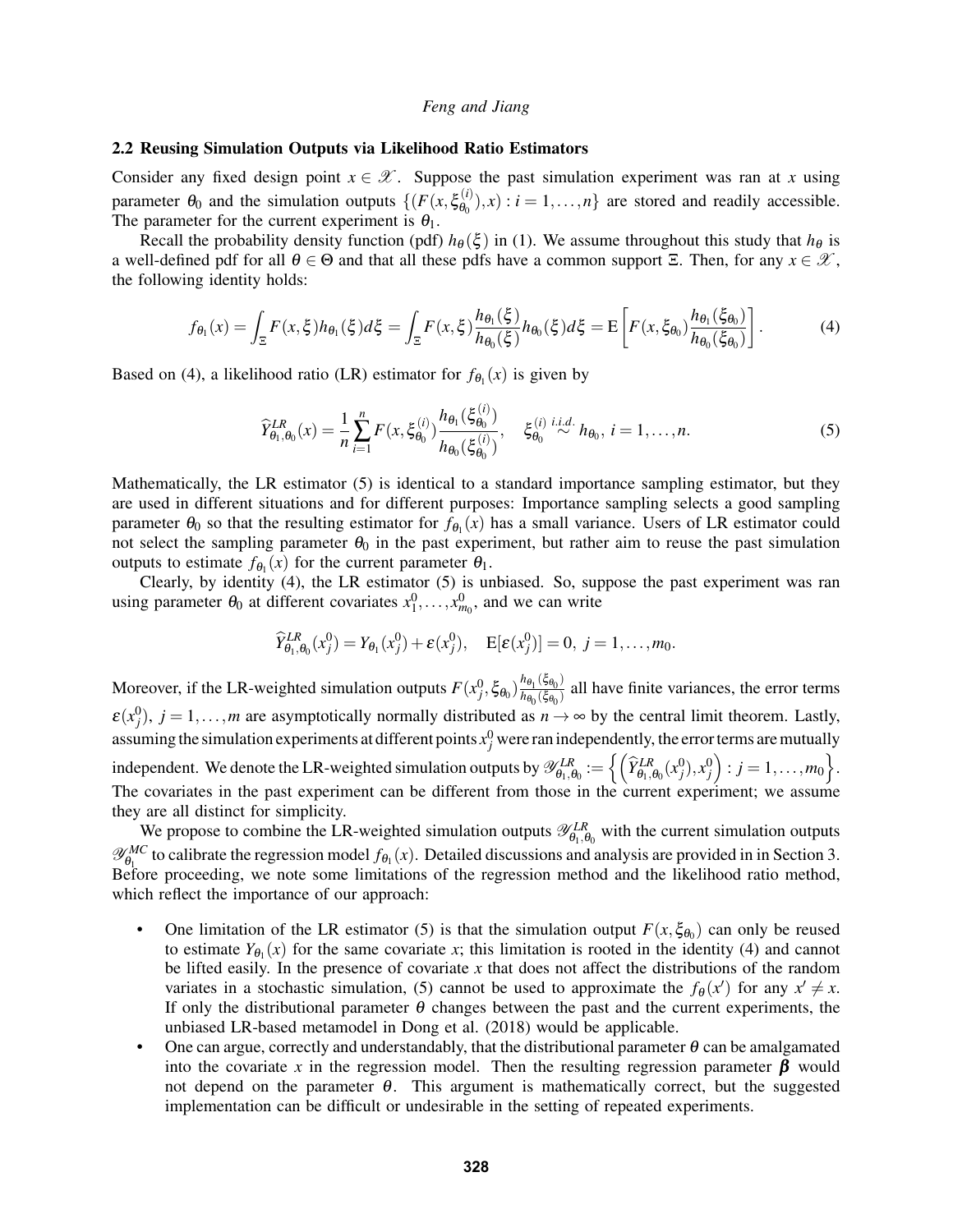### 2.2 Reusing Simulation Outputs via Likelihood Ratio Estimators

Consider any fixed design point $x \in \mathscr{X}$. Suppose the past simulation experiment was ran at $x$ using parameter $\theta_0$ and the simulation outputs $\{(F(x, \xi_{\theta_0}^{(i)}), x) : i = 1, \ldots, n\}$ are stored and readily accessible. The parameter for the current experiment is $\theta_1$.

Recall the probability density function (pdf) $h_\theta(\xi)$ in (1). We assume throughout this study that $h_\theta$ is a well-defined pdf for all $\theta \in \Theta$ and that all these pdfs have a common support $\Xi$. Then, for any $x \in \mathscr{X}$, the following identity holds:

$$f_{\theta_1}(x) = \int_\Xi F(x,\xi) h_{\theta_1}(\xi) d\xi = \int_\Xi F(x,\xi) \frac{h_{\theta_1}(\xi)}{h_{\theta_0}(\xi)} h_{\theta_0}(\xi) d\xi = \mathrm{E}\left[F(x, \xi_{\theta_0}) \frac{h_{\theta_1}(\xi_{\theta_0})}{h_{\theta_0}(\xi_{\theta_0})}\right]. \tag{4}$$

Based on (4), a likelihood ratio (LR) estimator for $f_{\theta_1}(x)$ is given by

$$\widehat{Y}^{LR}_{\theta_1,\theta_0}(x) = \frac{1}{n} \sum_{i=1}^{n} F(x, \xi_{\theta_0}^{(i)}) \frac{h_{\theta_1}(\xi_{\theta_0}^{(i)})}{h_{\theta_0}(\xi_{\theta_0}^{(i)})}, \quad \xi_{\theta_0}^{(i)} \overset{i.i.d.}{\sim} h_{\theta_0}, \; i = 1, \ldots, n. \tag{5}$$

Mathematically, the LR estimator (5) is identical to a standard importance sampling estimator, but they are used in different situations and for different purposes: Importance sampling selects a good sampling parameter $\theta_0$ so that the resulting estimator for $f_{\theta_1}(x)$ has a small variance. Users of LR estimator could not select the sampling parameter $\theta_0$ in the past experiment, but rather aim to reuse the past simulation outputs to estimate $f_{\theta_1}(x)$ for the current parameter $\theta_1$.

Clearly, by identity (4), the LR estimator (5) is unbiased. So, suppose the past experiment was ran using parameter $\theta_0$ at different covariates $x_1^0, \ldots, x_{m_0}^0$, and we can write

$$\widehat{Y}^{LR}_{\theta_1,\theta_0}(x_j^0) = Y_{\theta_1}(x_j^0) + \varepsilon(x_j^0), \quad \mathrm{E}[\varepsilon(x_j^0)] = 0, \; j = 1, \ldots, m_0.$$

Moreover, if the LR-weighted simulation outputs $F(x_j^0, \xi_{\theta_0}) \frac{h_{\theta_1}(\xi_{\theta_0})}{h_{\theta_0}(\xi_{\theta_0})}$ all have finite variances, the error terms $\varepsilon(x_j^0)$, $j = 1, \ldots, m$ are asymptotically normally distributed as $n \to \infty$ by the central limit theorem. Lastly, assuming the simulation experiments at different points $x_j^0$ were ran independently, the error terms are mutually independent. We denote the LR-weighted simulation outputs by $\mathscr{Y}^{LR}_{\theta_1,\theta_0} := \left\{ \left( \widehat{Y}^{LR}_{\theta_1,\theta_0}(x_j^0), x_j^0 \right) : j = 1, \ldots, m_0 \right\}$. The covariates in the past experiment can be different from those in the current experiment; we assume they are all distinct for simplicity.

We propose to combine the LR-weighted simulation outputs $\mathscr{Y}^{LR}_{\theta_1,\theta_0}$ with the current simulation outputs $\mathscr{Y}^{MC}_{\theta_1}$ to calibrate the regression model $f_{\theta_1}(x)$. Detailed discussions and analysis are provided in in Section 3. Before proceeding, we note some limitations of the regression method and the likelihood ratio method, which reflect the importance of our approach:

- One limitation of the LR estimator (5) is that the simulation output $F(x, \xi_{\theta_0})$ can only be reused to estimate $Y_{\theta_1}(x)$ for the same covariate $x$; this limitation is rooted in the identity (4) and cannot be lifted easily. In the presence of covariate $x$ that does not affect the distributions of the random variates in a stochastic simulation, (5) cannot be used to approximate the $f_\theta(x')$ for any $x' \neq x$. If only the distributional parameter $\theta$ changes between the past and the current experiments, the unbiased LR-based metamodel in Dong et al. (2018) would be applicable.
- One can argue, correctly and understandably, that the distributional parameter $\theta$ can be amalgamated into the covariate $x$ in the regression model. Then the resulting regression parameter $\boldsymbol{\beta}$ would not depend on the parameter $\theta$. This argument is mathematically correct, but the suggested implementation can be difficult or undesirable in the setting of repeated experiments.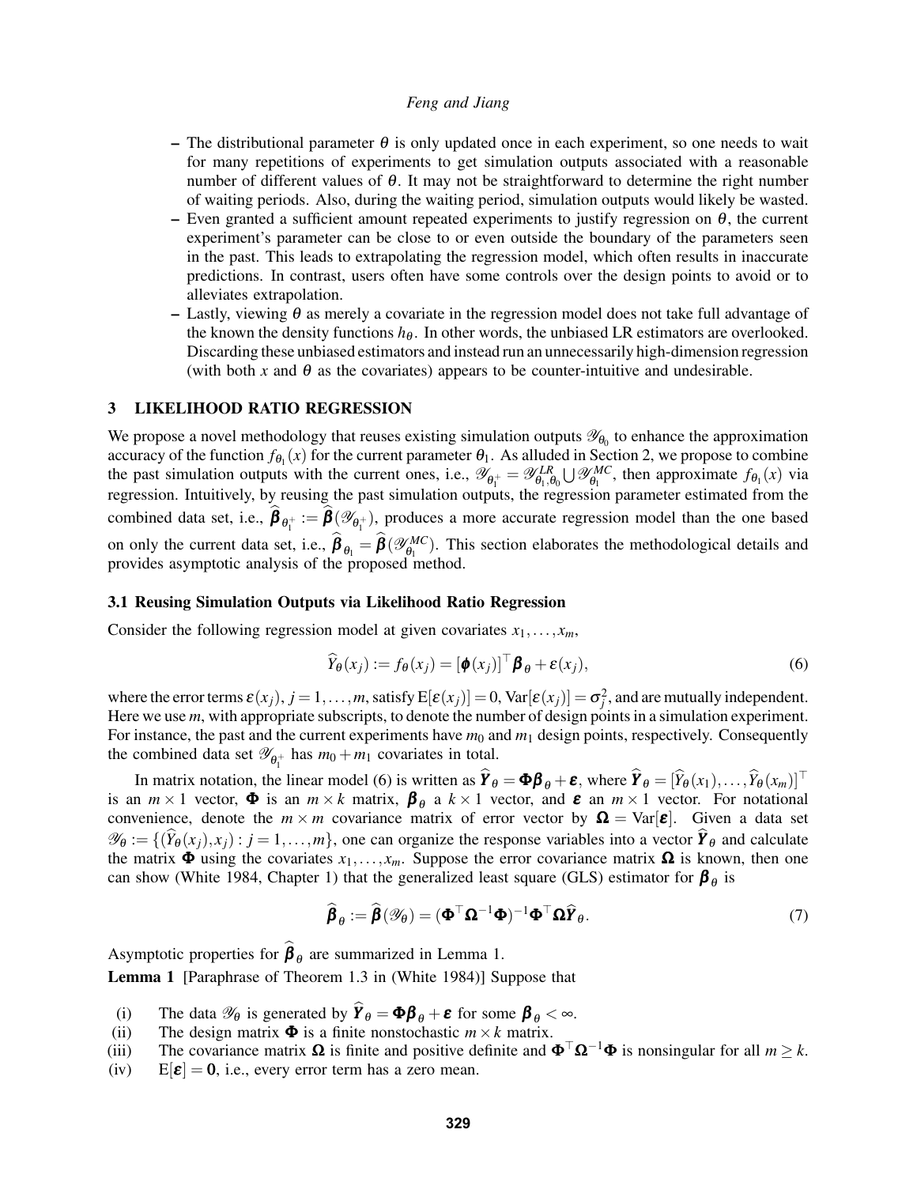– The distributional parameter $\theta$ is only updated once in each experiment, so one needs to wait for many repetitions of experiments to get simulation outputs associated with a reasonable number of different values of $\theta$. It may not be straightforward to determine the right number of waiting periods. Also, during the waiting period, simulation outputs would likely be wasted.

– Even granted a sufficient amount repeated experiments to justify regression on $\theta$, the current experiment's parameter can be close to or even outside the boundary of the parameters seen in the past. This leads to extrapolating the regression model, which often results in inaccurate predictions. In contrast, users often have some controls over the design points to avoid or to alleviates extrapolation.

– Lastly, viewing $\theta$ as merely a covariate in the regression model does not take full advantage of the known the density functions $h_\theta$. In other words, the unbiased LR estimators are overlooked. Discarding these unbiased estimators and instead run an unnecessarily high-dimension regression (with both $x$ and $\theta$ as the covariates) appears to be counter-intuitive and undesirable.

## 3 LIKELIHOOD RATIO REGRESSION

We propose a novel methodology that reuses existing simulation outputs $\mathscr{Y}_{\theta_0}$ to enhance the approximation accuracy of the function $f_{\theta_1}(x)$ for the current parameter $\theta_1$. As alluded in Section 2, we propose to combine the past simulation outputs with the current ones, i.e., $\mathscr{Y}_{\theta_1^+} = \mathscr{Y}^{LR}_{\theta_1,\theta_0} \bigcup \mathscr{Y}^{MC}_{\theta_1}$, then approximate $f_{\theta_1}(x)$ via regression. Intuitively, by reusing the past simulation outputs, the regression parameter estimated from the combined data set, i.e., $\widehat{\boldsymbol{\beta}}_{\theta_1^+} := \widehat{\boldsymbol{\beta}}(\mathscr{Y}_{\theta_1^+})$, produces a more accurate regression model than the one based on only the current data set, i.e., $\widehat{\boldsymbol{\beta}}_{\theta_1} = \widehat{\boldsymbol{\beta}}(\mathscr{Y}^{MC}_{\theta_1})$. This section elaborates the methodological details and provides asymptotic analysis of the proposed method.

### 3.1 Reusing Simulation Outputs via Likelihood Ratio Regression

Consider the following regression model at given covariates $x_1,\ldots,x_m$,

$$\widehat{Y}_\theta(x_j) := f_\theta(x_j) = [\boldsymbol{\phi}(x_j)]^\top \boldsymbol{\beta}_\theta + \varepsilon(x_j), \tag{6}$$

where the error terms $\varepsilon(x_j)$, $j=1,\ldots,m$, satisfy $\mathrm{E}[\varepsilon(x_j)]=0$, $\mathrm{Var}[\varepsilon(x_j)]=\sigma_j^2$, and are mutually independent. Here we use $m$, with appropriate subscripts, to denote the number of design points in a simulation experiment. For instance, the past and the current experiments have $m_0$ and $m_1$ design points, respectively. Consequently the combined data set $\mathscr{Y}_{\theta_1^+}$ has $m_0+m_1$ covariates in total.

In matrix notation, the linear model (6) is written as $\widehat{\boldsymbol{Y}}_\theta = \boldsymbol{\Phi}\boldsymbol{\beta}_\theta + \boldsymbol{\varepsilon}$, where $\widehat{\boldsymbol{Y}}_\theta = [\widehat{Y}_\theta(x_1),\ldots,\widehat{Y}_\theta(x_m)]^\top$ is an $m\times 1$ vector, $\boldsymbol{\Phi}$ is an $m\times k$ matrix, $\boldsymbol{\beta}_\theta$ a $k\times 1$ vector, and $\boldsymbol{\varepsilon}$ an $m\times 1$ vector. For notational convenience, denote the $m\times m$ covariance matrix of error vector by $\boldsymbol{\Omega} = \mathrm{Var}[\boldsymbol{\varepsilon}]$. Given a data set $\mathscr{Y}_\theta := \{(\widehat{Y}_\theta(x_j),x_j) : j=1,\ldots,m\}$, one can organize the response variables into a vector $\widehat{\boldsymbol{Y}}_\theta$ and calculate the matrix $\boldsymbol{\Phi}$ using the covariates $x_1,\ldots,x_m$. Suppose the error covariance matrix $\boldsymbol{\Omega}$ is known, then one can show (White 1984, Chapter 1) that the generalized least square (GLS) estimator for $\boldsymbol{\beta}_\theta$ is

$$\widehat{\boldsymbol{\beta}}_\theta := \widehat{\boldsymbol{\beta}}(\mathscr{Y}_\theta) = (\boldsymbol{\Phi}^\top\boldsymbol{\Omega}^{-1}\boldsymbol{\Phi})^{-1}\boldsymbol{\Phi}^\top\boldsymbol{\Omega}\widehat{\boldsymbol{Y}}_\theta. \tag{7}$$

Asymptotic properties for $\widehat{\boldsymbol{\beta}}_\theta$ are summarized in Lemma 1.

**Lemma 1** [Paraphrase of Theorem 1.3 in (White 1984)] Suppose that

(i) The data $\mathscr{Y}_\theta$ is generated by $\widehat{\boldsymbol{Y}}_\theta = \boldsymbol{\Phi}\boldsymbol{\beta}_\theta + \boldsymbol{\varepsilon}$ for some $\boldsymbol{\beta}_\theta < \infty$.

(ii) The design matrix $\boldsymbol{\Phi}$ is a finite nonstochastic $m\times k$ matrix.

(iii) The covariance matrix $\boldsymbol{\Omega}$ is finite and positive definite and $\boldsymbol{\Phi}^\top\boldsymbol{\Omega}^{-1}\boldsymbol{\Phi}$ is nonsingular for all $m\geq k$.

(iv) $\mathrm{E}[\boldsymbol{\varepsilon}] = \mathbf{0}$, i.e., every error term has a zero mean.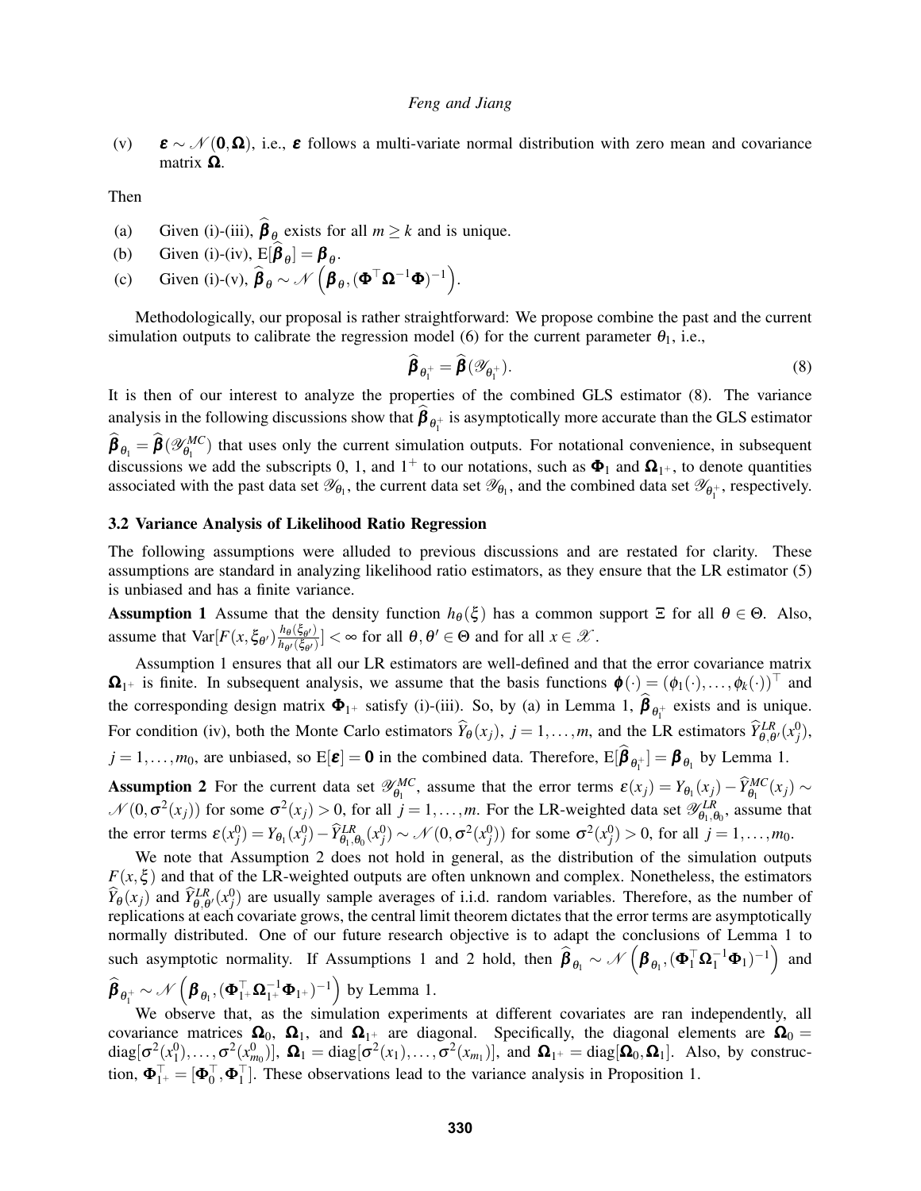(v) $\boldsymbol{\varepsilon} \sim \mathcal{N}(\mathbf{0}, \boldsymbol{\Omega})$, i.e., $\boldsymbol{\varepsilon}$ follows a multi-variate normal distribution with zero mean and covariance matrix $\boldsymbol{\Omega}$.

Then

(a) Given (i)-(iii), $\widehat{\boldsymbol{\beta}}_\theta$ exists for all $m \geq k$ and is unique.

(b) Given (i)-(iv), $\mathrm{E}[\widehat{\boldsymbol{\beta}}_\theta] = \boldsymbol{\beta}_\theta$.

(c) Given (i)-(v), $\widehat{\boldsymbol{\beta}}_\theta \sim \mathcal{N}\left(\boldsymbol{\beta}_\theta, (\boldsymbol{\Phi}^\top \boldsymbol{\Omega}^{-1} \boldsymbol{\Phi})^{-1}\right)$.

Methodologically, our proposal is rather straightforward: We propose combine the past and the current simulation outputs to calibrate the regression model (6) for the current parameter $\theta_1$, i.e.,

$$\widehat{\boldsymbol{\beta}}_{\theta_1^+} = \widehat{\boldsymbol{\beta}}(\mathscr{Y}_{\theta_1^+}). \tag{8}$$

It is then of our interest to analyze the properties of the combined GLS estimator (8). The variance analysis in the following discussions show that $\widehat{\boldsymbol{\beta}}_{\theta_1^+}$ is asymptotically more accurate than the GLS estimator $\widehat{\boldsymbol{\beta}}_{\theta_1} = \widehat{\boldsymbol{\beta}}(\mathscr{Y}_{\theta_1}^{MC})$ that uses only the current simulation outputs. For notational convenience, in subsequent discussions we add the subscripts 0, 1, and $1^+$ to our notations, such as $\boldsymbol{\Phi}_1$ and $\boldsymbol{\Omega}_{1^+}$, to denote quantities associated with the past data set $\mathscr{Y}_{\theta_1}$, the current data set $\mathscr{Y}_{\theta_1}$, and the combined data set $\mathscr{Y}_{\theta_1^+}$, respectively.

### 3.2 Variance Analysis of Likelihood Ratio Regression

The following assumptions were alluded to previous discussions and are restated for clarity. These assumptions are standard in analyzing likelihood ratio estimators, as they ensure that the LR estimator (5) is unbiased and has a finite variance.

**Assumption 1** Assume that the density function $h_\theta(\xi)$ has a common support $\Xi$ for all $\theta \in \Theta$. Also, assume that $\mathrm{Var}[F(x, \xi_{\theta'})\frac{h_\theta(\xi_{\theta'})}{h_{\theta'}(\xi_{\theta'})}] < \infty$ for all $\theta, \theta' \in \Theta$ and for all $x \in \mathscr{X}$.

Assumption 1 ensures that all our LR estimators are well-defined and that the error covariance matrix $\boldsymbol{\Omega}_{1^+}$ is finite. In subsequent analysis, we assume that the basis functions $\boldsymbol{\phi}(\cdot) = (\phi_1(\cdot), \ldots, \phi_k(\cdot))^\top$ and the corresponding design matrix $\boldsymbol{\Phi}_{1^+}$ satisfy (i)-(iii). So, by (a) in Lemma 1, $\widehat{\boldsymbol{\beta}}_{\theta_1^+}$ exists and is unique. For condition (iv), both the Monte Carlo estimators $\widehat{Y}_\theta(x_j)$, $j = 1, \ldots, m$, and the LR estimators $\widehat{Y}^{LR}_{\theta,\theta'}(x_j^0)$, $j = 1, \ldots, m_0$, are unbiased, so $\mathrm{E}[\boldsymbol{\varepsilon}] = \mathbf{0}$ in the combined data. Therefore, $\mathrm{E}[\widehat{\boldsymbol{\beta}}_{\theta_1^+}] = \boldsymbol{\beta}_{\theta_1}$ by Lemma 1.

**Assumption 2** For the current data set $\mathscr{Y}_{\theta_1}^{MC}$, assume that the error terms $\varepsilon(x_j) = Y_{\theta_1}(x_j) - \widehat{Y}^{MC}_{\theta_1}(x_j) \sim \mathcal{N}(0, \sigma^2(x_j))$ for some $\sigma^2(x_j) > 0$, for all $j = 1, \ldots, m$. For the LR-weighted data set $\mathscr{Y}^{LR}_{\theta_1,\theta_0}$, assume that the error terms $\varepsilon(x_j^0) = Y_{\theta_1}(x_j^0) - \widehat{Y}^{LR}_{\theta_1,\theta_0}(x_j^0) \sim \mathcal{N}(0, \sigma^2(x_j^0))$ for some $\sigma^2(x_j^0) > 0$, for all $j = 1, \ldots, m_0$.

We note that Assumption 2 does not hold in general, as the distribution of the simulation outputs $F(x, \xi)$ and that of the LR-weighted outputs are often unknown and complex. Nonetheless, the estimators $\widehat{Y}_\theta(x_j)$ and $\widehat{Y}^{LR}_{\theta,\theta'}(x_j^0)$ are usually sample averages of i.i.d. random variables. Therefore, as the number of replications at each covariate grows, the central limit theorem dictates that the error terms are asymptotically normally distributed. One of our future research objective is to adapt the conclusions of Lemma 1 to such asymptotic normality. If Assumptions 1 and 2 hold, then $\widehat{\boldsymbol{\beta}}_{\theta_1} \sim \mathcal{N}\left(\boldsymbol{\beta}_{\theta_1}, (\boldsymbol{\Phi}_1^\top \boldsymbol{\Omega}_1^{-1} \boldsymbol{\Phi}_1)^{-1}\right)$ and $\widehat{\boldsymbol{\beta}}_{\theta_1^+} \sim \mathcal{N}\left(\boldsymbol{\beta}_{\theta_1}, (\boldsymbol{\Phi}_{1^+}^\top \boldsymbol{\Omega}_{1^+}^{-1} \boldsymbol{\Phi}_{1^+})^{-1}\right)$ by Lemma 1.

We observe that, as the simulation experiments at different covariates are ran independently, all covariance matrices $\boldsymbol{\Omega}_0$, $\boldsymbol{\Omega}_1$, and $\boldsymbol{\Omega}_{1^+}$ are diagonal. Specifically, the diagonal elements are $\boldsymbol{\Omega}_0 = \mathrm{diag}[\sigma^2(x_1^0), \ldots, \sigma^2(x_{m_0}^0)]$, $\boldsymbol{\Omega}_1 = \mathrm{diag}[\sigma^2(x_1), \ldots, \sigma^2(x_{m_1})]$, and $\boldsymbol{\Omega}_{1^+} = \mathrm{diag}[\boldsymbol{\Omega}_0, \boldsymbol{\Omega}_1]$. Also, by construction, $\boldsymbol{\Phi}_{1^+}^\top = [\boldsymbol{\Phi}_0^\top, \boldsymbol{\Phi}_1^\top]$. These observations lead to the variance analysis in Proposition 1.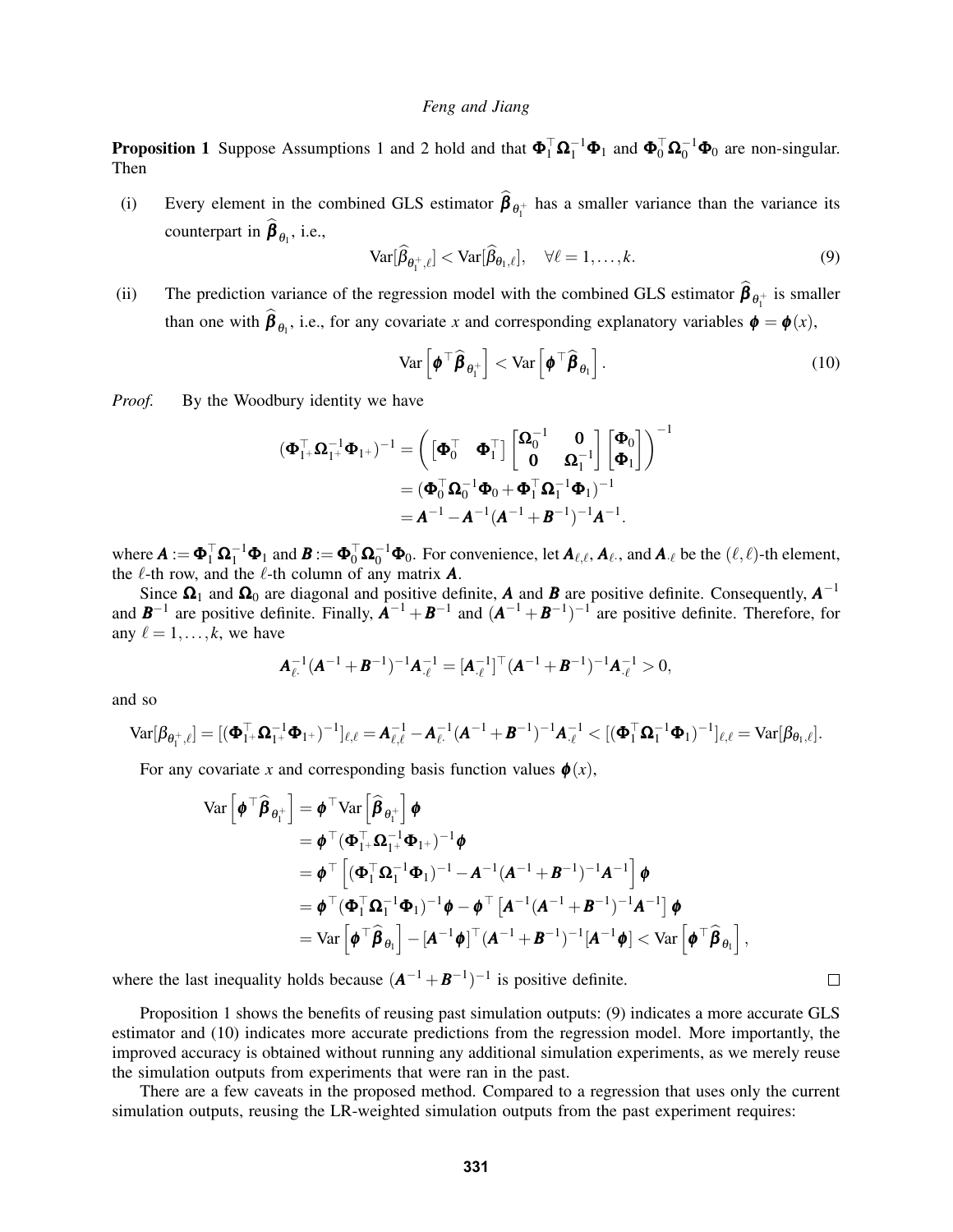**Proposition 1** Suppose Assumptions 1 and 2 hold and that $\boldsymbol{\Phi}_1^\top \boldsymbol{\Omega}_1^{-1} \boldsymbol{\Phi}_1$ and $\boldsymbol{\Phi}_0^\top \boldsymbol{\Omega}_0^{-1} \boldsymbol{\Phi}_0$ are non-singular. Then

(i) Every element in the combined GLS estimator $\widehat{\boldsymbol{\beta}}_{\theta_1^+}$ has a smaller variance than the variance its counterpart in $\widehat{\boldsymbol{\beta}}_{\theta_1}$, i.e.,

$$\mathrm{Var}[\widehat{\beta}_{\theta_1^+,\ell}] < \mathrm{Var}[\widehat{\beta}_{\theta_1,\ell}], \quad \forall \ell = 1,\ldots,k. \tag{9}$$

(ii) The prediction variance of the regression model with the combined GLS estimator $\widehat{\boldsymbol{\beta}}_{\theta_1^+}$ is smaller than one with $\widehat{\boldsymbol{\beta}}_{\theta_1}$, i.e., for any covariate $x$ and corresponding explanatory variables $\boldsymbol{\phi} = \boldsymbol{\phi}(x)$,

$$\mathrm{Var}\left[\boldsymbol{\phi}^\top \widehat{\boldsymbol{\beta}}_{\theta_1^+}\right] < \mathrm{Var}\left[\boldsymbol{\phi}^\top \widehat{\boldsymbol{\beta}}_{\theta_1}\right]. \tag{10}$$

*Proof.* By the Woodbury identity we have

$$\begin{aligned}
(\boldsymbol{\Phi}_{1^+}^\top \boldsymbol{\Omega}_{1^+}^{-1} \boldsymbol{\Phi}_{1^+})^{-1} &= \left( \begin{bmatrix} \boldsymbol{\Phi}_0^\top & \boldsymbol{\Phi}_1^\top \end{bmatrix} \begin{bmatrix} \boldsymbol{\Omega}_0^{-1} & \mathbf{0} \\ \mathbf{0} & \boldsymbol{\Omega}_1^{-1} \end{bmatrix} \begin{bmatrix} \boldsymbol{\Phi}_0 \\ \boldsymbol{\Phi}_1 \end{bmatrix} \right)^{-1} \\
&= (\boldsymbol{\Phi}_0^\top \boldsymbol{\Omega}_0^{-1} \boldsymbol{\Phi}_0 + \boldsymbol{\Phi}_1^\top \boldsymbol{\Omega}_1^{-1} \boldsymbol{\Phi}_1)^{-1} \\
&= \boldsymbol{A}^{-1} - \boldsymbol{A}^{-1}(\boldsymbol{A}^{-1} + \boldsymbol{B}^{-1})^{-1} \boldsymbol{A}^{-1}.
\end{aligned}$$

where $\boldsymbol{A} := \boldsymbol{\Phi}_1^\top \boldsymbol{\Omega}_1^{-1} \boldsymbol{\Phi}_1$ and $\boldsymbol{B} := \boldsymbol{\Phi}_0^\top \boldsymbol{\Omega}_0^{-1} \boldsymbol{\Phi}_0$. For convenience, let $\boldsymbol{A}_{\ell,\ell}$, $\boldsymbol{A}_{\ell\cdot}$, and $\boldsymbol{A}_{\cdot\ell}$ be the $(\ell,\ell)$-th element, the $\ell$-th row, and the $\ell$-th column of any matrix $\boldsymbol{A}$.

Since $\boldsymbol{\Omega}_1$ and $\boldsymbol{\Omega}_0$ are diagonal and positive definite, $\boldsymbol{A}$ and $\boldsymbol{B}$ are positive definite. Consequently, $\boldsymbol{A}^{-1}$ and $\boldsymbol{B}^{-1}$ are positive definite. Finally, $\boldsymbol{A}^{-1} + \boldsymbol{B}^{-1}$ and $(\boldsymbol{A}^{-1} + \boldsymbol{B}^{-1})^{-1}$ are positive definite. Therefore, for any $\ell = 1,\ldots,k$, we have

$$\boldsymbol{A}_{\ell\cdot}^{-1}(\boldsymbol{A}^{-1} + \boldsymbol{B}^{-1})^{-1} \boldsymbol{A}_{\cdot\ell}^{-1} = [\boldsymbol{A}_{\cdot\ell}^{-1}]^\top (\boldsymbol{A}^{-1} + \boldsymbol{B}^{-1})^{-1} \boldsymbol{A}_{\cdot\ell}^{-1} > 0,$$

and so

$$\mathrm{Var}[\beta_{\theta_1^+,\ell}] = [(\boldsymbol{\Phi}_{1^+}^\top \boldsymbol{\Omega}_{1^+}^{-1} \boldsymbol{\Phi}_{1^+})^{-1}]_{\ell,\ell} = \boldsymbol{A}_{\ell,\ell}^{-1} - \boldsymbol{A}_{\ell\cdot}^{-1}(\boldsymbol{A}^{-1} + \boldsymbol{B}^{-1})^{-1} \boldsymbol{A}_{\cdot\ell}^{-1} < [(\boldsymbol{\Phi}_1^\top \boldsymbol{\Omega}_1^{-1} \boldsymbol{\Phi}_1)^{-1}]_{\ell,\ell} = \mathrm{Var}[\beta_{\theta_1,\ell}].$$

For any covariate $x$ and corresponding basis function values $\boldsymbol{\phi}(x)$,

$$\begin{aligned}
\mathrm{Var}\left[\boldsymbol{\phi}^\top \widehat{\boldsymbol{\beta}}_{\theta_1^+}\right] &= \boldsymbol{\phi}^\top \mathrm{Var}\left[\widehat{\boldsymbol{\beta}}_{\theta_1^+}\right] \boldsymbol{\phi} \\
&= \boldsymbol{\phi}^\top (\boldsymbol{\Phi}_{1^+}^\top \boldsymbol{\Omega}_{1^+}^{-1} \boldsymbol{\Phi}_{1^+})^{-1} \boldsymbol{\phi} \\
&= \boldsymbol{\phi}^\top \left[ (\boldsymbol{\Phi}_1^\top \boldsymbol{\Omega}_1^{-1} \boldsymbol{\Phi}_1)^{-1} - \boldsymbol{A}^{-1}(\boldsymbol{A}^{-1} + \boldsymbol{B}^{-1})^{-1} \boldsymbol{A}^{-1} \right] \boldsymbol{\phi} \\
&= \boldsymbol{\phi}^\top (\boldsymbol{\Phi}_1^\top \boldsymbol{\Omega}_1^{-1} \boldsymbol{\Phi}_1)^{-1} \boldsymbol{\phi} - \boldsymbol{\phi}^\top \left[ \boldsymbol{A}^{-1}(\boldsymbol{A}^{-1} + \boldsymbol{B}^{-1})^{-1} \boldsymbol{A}^{-1} \right] \boldsymbol{\phi} \\
&= \mathrm{Var}\left[\boldsymbol{\phi}^\top \widehat{\boldsymbol{\beta}}_{\theta_1}\right] - [\boldsymbol{A}^{-1}\boldsymbol{\phi}]^\top (\boldsymbol{A}^{-1} + \boldsymbol{B}^{-1})^{-1} [\boldsymbol{A}^{-1}\boldsymbol{\phi}] < \mathrm{Var}\left[\boldsymbol{\phi}^\top \widehat{\boldsymbol{\beta}}_{\theta_1}\right],
\end{aligned}$$

where the last inequality holds because $(\boldsymbol{A}^{-1} + \boldsymbol{B}^{-1})^{-1}$ is positive definite. □

Proposition 1 shows the benefits of reusing past simulation outputs: (9) indicates a more accurate GLS estimator and (10) indicates more accurate predictions from the regression model. More importantly, the improved accuracy is obtained without running any additional simulation experiments, as we merely reuse the simulation outputs from experiments that were ran in the past.

There are a few caveats in the proposed method. Compared to a regression that uses only the current simulation outputs, reusing the LR-weighted simulation outputs from the past experiment requires: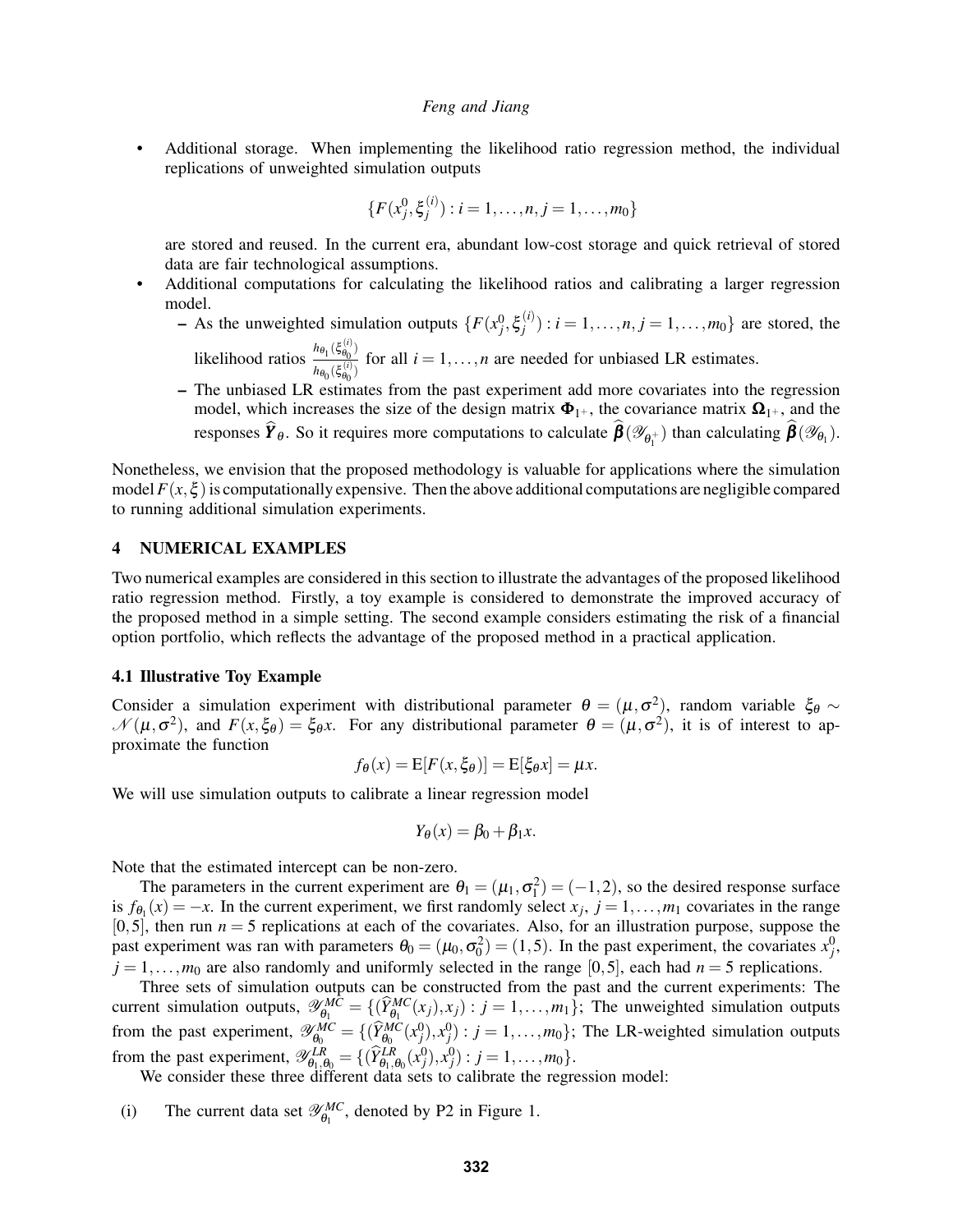- Additional storage. When implementing the likelihood ratio regression method, the individual replications of unweighted simulation outputs

$$\{F(x_j^0, \xi_j^{(i)}) : i = 1, \ldots, n, j = 1, \ldots, m_0\}$$

  are stored and reused. In the current era, abundant low-cost storage and quick retrieval of stored data are fair technological assumptions.
- Additional computations for calculating the likelihood ratios and calibrating a larger regression model.
  - As the unweighted simulation outputs $\{F(x_j^0, \xi_j^{(i)}) : i = 1, \ldots, n, j = 1, \ldots, m_0\}$ are stored, the likelihood ratios $\frac{h_{\theta_1}(\xi_{\theta_0}^{(i)})}{h_{\theta_0}(\xi_{\theta_0}^{(i)})}$ for all $i = 1, \ldots, n$ are needed for unbiased LR estimates.
  - The unbiased LR estimates from the past experiment add more covariates into the regression model, which increases the size of the design matrix $\mathbf{\Phi}_{1^+}$, the covariance matrix $\mathbf{\Omega}_{1^+}$, and the responses $\widehat{\boldsymbol{Y}}_\theta$. So it requires more computations to calculate $\widehat{\boldsymbol{\beta}}(\mathscr{Y}_{\theta_1^+})$ than calculating $\widehat{\boldsymbol{\beta}}(\mathscr{Y}_{\theta_1})$.

Nonetheless, we envision that the proposed methodology is valuable for applications where the simulation model $F(x, \xi)$ is computationally expensive. Then the above additional computations are negligible compared to running additional simulation experiments.

## 4 NUMERICAL EXAMPLES

Two numerical examples are considered in this section to illustrate the advantages of the proposed likelihood ratio regression method. Firstly, a toy example is considered to demonstrate the improved accuracy of the proposed method in a simple setting. The second example considers estimating the risk of a financial option portfolio, which reflects the advantage of the proposed method in a practical application.

### 4.1 Illustrative Toy Example

Consider a simulation experiment with distributional parameter $\theta = (\mu, \sigma^2)$, random variable $\xi_\theta \sim \mathcal{N}(\mu, \sigma^2)$, and $F(x, \xi_\theta) = \xi_\theta x$. For any distributional parameter $\theta = (\mu, \sigma^2)$, it is of interest to approximate the function

$$f_\theta(x) = \mathrm{E}[F(x, \xi_\theta)] = \mathrm{E}[\xi_\theta x] = \mu x.$$

We will use simulation outputs to calibrate a linear regression model

$$Y_\theta(x) = \beta_0 + \beta_1 x.$$

Note that the estimated intercept can be non-zero.

The parameters in the current experiment are $\theta_1 = (\mu_1, \sigma_1^2) = (-1, 2)$, so the desired response surface is $f_{\theta_1}(x) = -x$. In the current experiment, we first randomly select $x_j$, $j = 1, \ldots, m_1$ covariates in the range $[0, 5]$, then run $n = 5$ replications at each of the covariates. Also, for an illustration purpose, suppose the past experiment was ran with parameters $\theta_0 = (\mu_0, \sigma_0^2) = (1, 5)$. In the past experiment, the covariates $x_j^0$, $j = 1, \ldots, m_0$ are also randomly and uniformly selected in the range $[0, 5]$, each had $n = 5$ replications.

Three sets of simulation outputs can be constructed from the past and the current experiments: The current simulation outputs, $\mathscr{Y}_{\theta_1}^{MC} = \{(\widehat{Y}_{\theta_1}^{MC}(x_j), x_j) : j = 1, \ldots, m_1\}$; The unweighted simulation outputs from the past experiment, $\mathscr{Y}_{\theta_0}^{MC} = \{(\widehat{Y}_{\theta_0}^{MC}(x_j^0), x_j^0) : j = 1, \ldots, m_0\}$; The LR-weighted simulation outputs from the past experiment, $\mathscr{Y}_{\theta_1, \theta_0}^{LR} = \{(\widehat{Y}_{\theta_1, \theta_0}^{LR}(x_j^0), x_j^0) : j = 1, \ldots, m_0\}$.

We consider these three different data sets to calibrate the regression model:

(i) The current data set $\mathscr{Y}_{\theta_1}^{MC}$, denoted by P2 in Figure 1.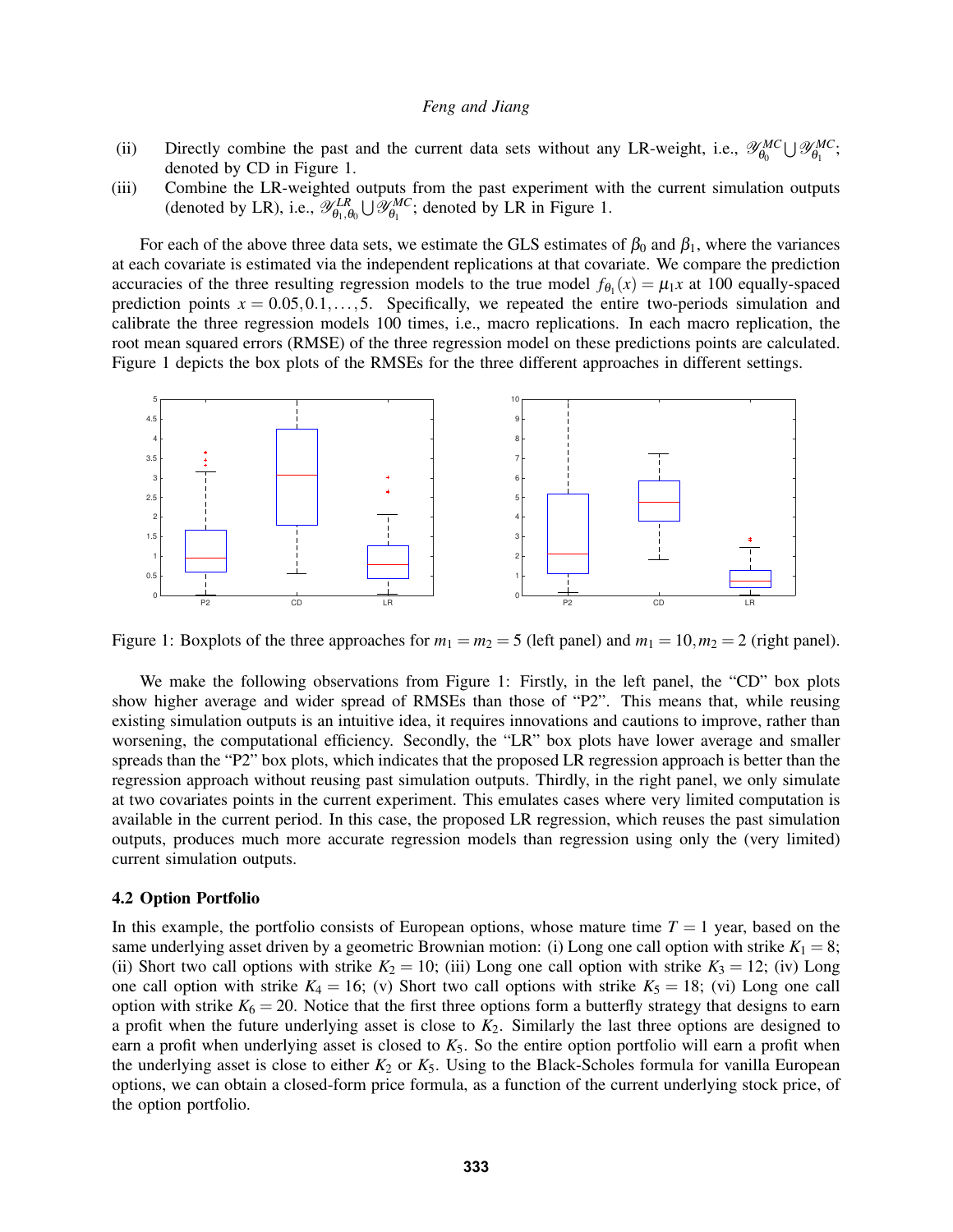(ii) Directly combine the past and the current data sets without any LR-weight, i.e., $\mathscr{Y}^{MC}_{\theta_0} \bigcup \mathscr{Y}^{MC}_{\theta_1}$; denoted by CD in Figure 1.

(iii) Combine the LR-weighted outputs from the past experiment with the current simulation outputs (denoted by LR), i.e., $\mathscr{Y}^{LR}_{\theta_1,\theta_0} \bigcup \mathscr{Y}^{MC}_{\theta_1}$; denoted by LR in Figure 1.

For each of the above three data sets, we estimate the GLS estimates of $\beta_0$ and $\beta_1$, where the variances at each covariate is estimated via the independent replications at that covariate. We compare the prediction accuracies of the three resulting regression models to the true model $f_{\theta_1}(x) = \mu_1 x$ at 100 equally-spaced prediction points $x = 0.05, 0.1, \ldots, 5$. Specifically, we repeated the entire two-periods simulation and calibrate the three regression models 100 times, i.e., macro replications. In each macro replication, the root mean squared errors (RMSE) of the three regression model on these predictions points are calculated. Figure 1 depicts the box plots of the RMSEs for the three different approaches in different settings.

Figure 1: Boxplots of the three approaches for $m_1 = m_2 = 5$ (left panel) and $m_1 = 10, m_2 = 2$ (right panel).

We make the following observations from Figure 1: Firstly, in the left panel, the "CD" box plots show higher average and wider spread of RMSEs than those of "P2". This means that, while reusing existing simulation outputs is an intuitive idea, it requires innovations and cautions to improve, rather than worsening, the computational efficiency. Secondly, the "LR" box plots have lower average and smaller spreads than the "P2" box plots, which indicates that the proposed LR regression approach is better than the regression approach without reusing past simulation outputs. Thirdly, in the right panel, we only simulate at two covariates points in the current experiment. This emulates cases where very limited computation is available in the current period. In this case, the proposed LR regression, which reuses the past simulation outputs, produces much more accurate regression models than regression using only the (very limited) current simulation outputs.

### 4.2 Option Portfolio

In this example, the portfolio consists of European options, whose mature time $T = 1$ year, based on the same underlying asset driven by a geometric Brownian motion: (i) Long one call option with strike $K_1 = 8$; (ii) Short two call options with strike $K_2 = 10$; (iii) Long one call option with strike $K_3 = 12$; (iv) Long one call option with strike $K_4 = 16$; (v) Short two call options with strike $K_5 = 18$; (vi) Long one call option with strike $K_6 = 20$. Notice that the first three options form a butterfly strategy that designs to earn a profit when the future underlying asset is close to $K_2$. Similarly the last three options are designed to earn a profit when underlying asset is closed to $K_5$. So the entire option portfolio will earn a profit when the underlying asset is close to either $K_2$ or $K_5$. Using to the Black-Scholes formula for vanilla European options, we can obtain a closed-form price formula, as a function of the current underlying stock price, of the option portfolio.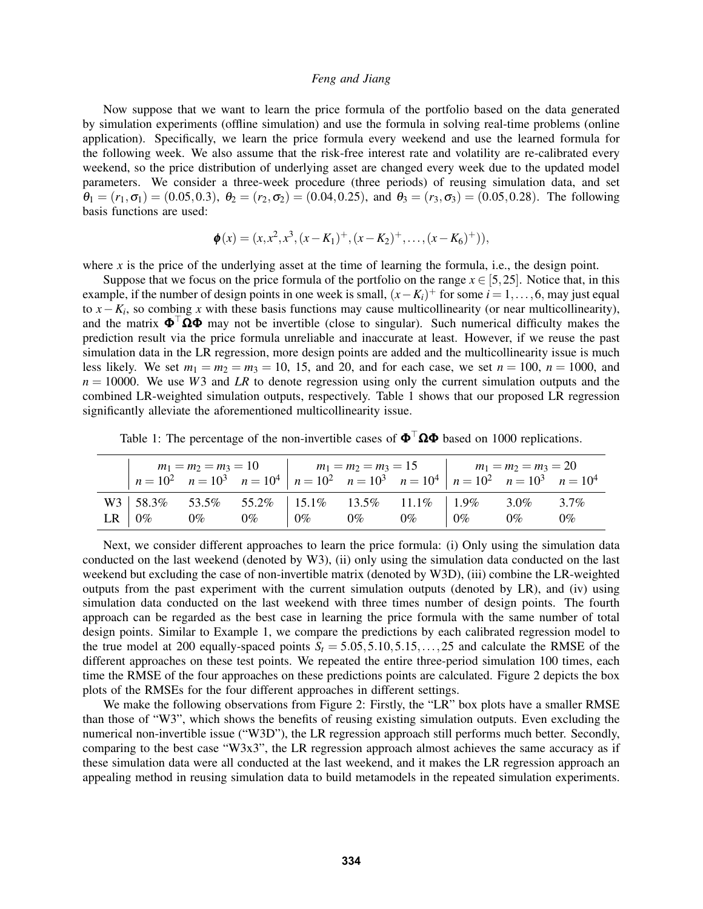Now suppose that we want to learn the price formula of the portfolio based on the data generated by simulation experiments (offline simulation) and use the formula in solving real-time problems (online application). Specifically, we learn the price formula every weekend and use the learned formula for the following week. We also assume that the risk-free interest rate and volatility are re-calibrated every weekend, so the price distribution of underlying asset are changed every week due to the updated model parameters. We consider a three-week procedure (three periods) of reusing simulation data, and set $\theta_1 = (r_1, \sigma_1) = (0.05, 0.3)$, $\theta_2 = (r_2, \sigma_2) = (0.04, 0.25)$, and $\theta_3 = (r_3, \sigma_3) = (0.05, 0.28)$. The following basis functions are used:

$$\boldsymbol{\phi}(x) = (x, x^2, x^3, (x-K_1)^+, (x-K_2)^+, \ldots, (x-K_6)^+)),$$

where $x$ is the price of the underlying asset at the time of learning the formula, i.e., the design point.

Suppose that we focus on the price formula of the portfolio on the range $x \in [5, 25]$. Notice that, in this example, if the number of design points in one week is small, $(x-K_i)^+$ for some $i = 1, \ldots, 6$, may just equal to $x - K_i$, so combing $x$ with these basis functions may cause multicollinearity (or near multicollinearity), and the matrix $\boldsymbol{\Phi}^\top \boldsymbol{\Omega} \boldsymbol{\Phi}$ may not be invertible (close to singular). Such numerical difficulty makes the prediction result via the price formula unreliable and inaccurate at least. However, if we reuse the past simulation data in the LR regression, more design points are added and the multicollinearity issue is much less likely. We set $m_1 = m_2 = m_3 = 10$, 15, and 20, and for each case, we set $n = 100$, $n = 1000$, and $n = 10000$. We use *W3* and *LR* to denote regression using only the current simulation outputs and the combined LR-weighted simulation outputs, respectively. Table 1 shows that our proposed LR regression significantly alleviate the aforementioned multicollinearity issue.

Table 1: The percentage of the non-invertible cases of $\boldsymbol{\Phi}^\top \boldsymbol{\Omega} \boldsymbol{\Phi}$ based on 1000 replications.

| | $m_1 = m_2 = m_3 = 10$ | | | $m_1 = m_2 = m_3 = 15$ | | | $m_1 = m_2 = m_3 = 20$ | | |
|---|---|---|---|---|---|---|---|---|---|
| | $n = 10^2$ | $n = 10^3$ | $n = 10^4$ | $n = 10^2$ | $n = 10^3$ | $n = 10^4$ | $n = 10^2$ | $n = 10^3$ | $n = 10^4$ |
| W3 | 58.3% | 53.5% | 55.2% | 15.1% | 13.5% | 11.1% | 1.9% | 3.0% | 3.7% |
| LR | 0% | 0% | 0% | 0% | 0% | 0% | 0% | 0% | 0% |

Next, we consider different approaches to learn the price formula: (i) Only using the simulation data conducted on the last weekend (denoted by W3), (ii) only using the simulation data conducted on the last weekend but excluding the case of non-invertible matrix (denoted by W3D), (iii) combine the LR-weighted outputs from the past experiment with the current simulation outputs (denoted by LR), and (iv) using simulation data conducted on the last weekend with three times number of design points. The fourth approach can be regarded as the best case in learning the price formula with the same number of total design points. Similar to Example 1, we compare the predictions by each calibrated regression model to the true model at 200 equally-spaced points $S_t = 5.05, 5.10, 5.15, \ldots, 25$ and calculate the RMSE of the different approaches on these test points. We repeated the entire three-period simulation 100 times, each time the RMSE of the four approaches on these predictions points are calculated. Figure 2 depicts the box plots of the RMSEs for the four different approaches in different settings.

We make the following observations from Figure 2: Firstly, the "LR" box plots have a smaller RMSE than those of "W3", which shows the benefits of reusing existing simulation outputs. Even excluding the numerical non-invertible issue ("W3D"), the LR regression approach still performs much better. Secondly, comparing to the best case "W3x3", the LR regression approach almost achieves the same accuracy as if these simulation data were all conducted at the last weekend, and it makes the LR regression approach an appealing method in reusing simulation data to build metamodels in the repeated simulation experiments.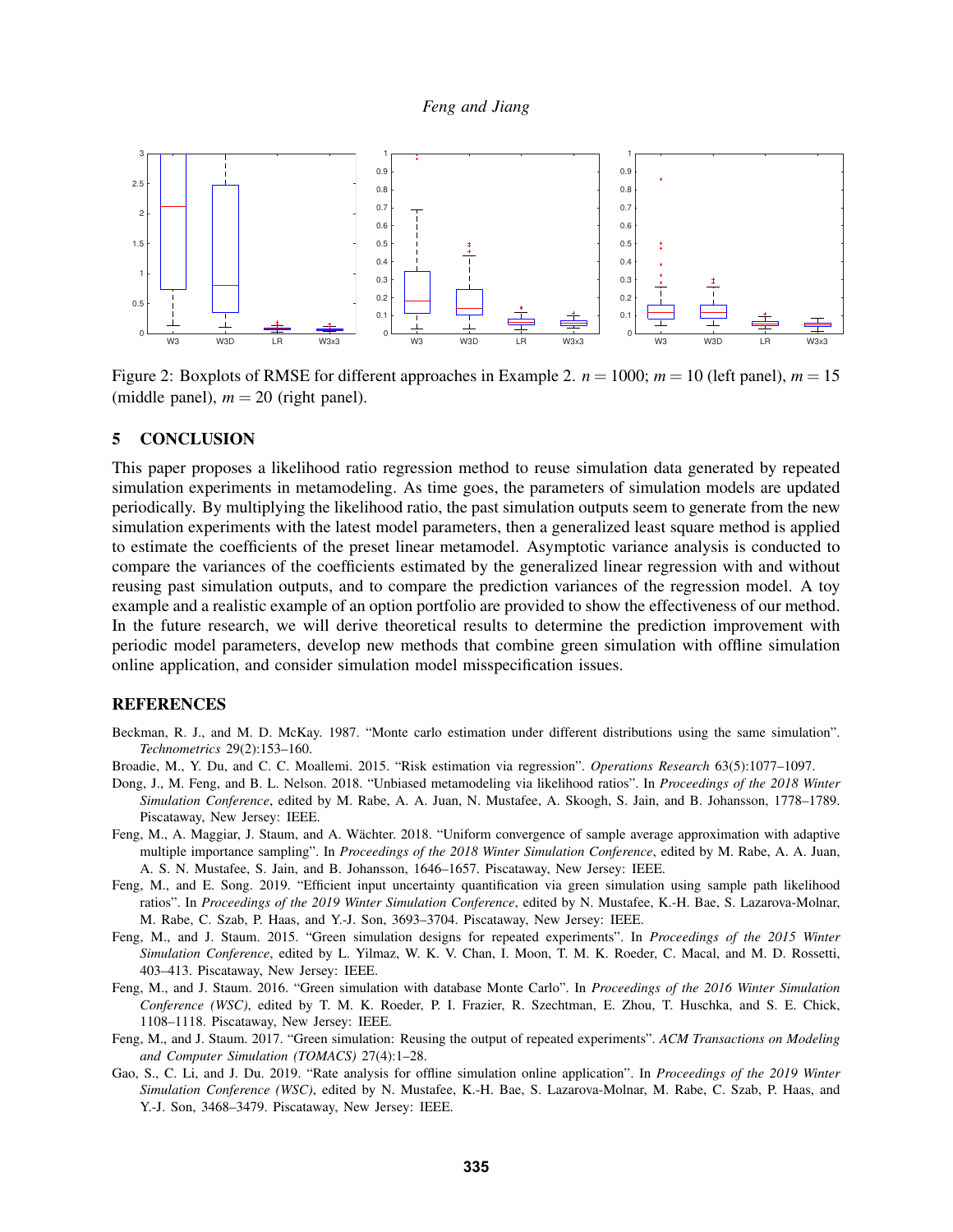Figure 2: Boxplots of RMSE for different approaches in Example 2. $n = 1000$; $m = 10$ (left panel), $m = 15$ (middle panel), $m = 20$ (right panel).

## 5 CONCLUSION

This paper proposes a likelihood ratio regression method to reuse simulation data generated by repeated simulation experiments in metamodeling. As time goes, the parameters of simulation models are updated periodically. By multiplying the likelihood ratio, the past simulation outputs seem to generate from the new simulation experiments with the latest model parameters, then a generalized least square method is applied to estimate the coefficients of the preset linear metamodel. Asymptotic variance analysis is conducted to compare the variances of the coefficients estimated by the generalized linear regression with and without reusing past simulation outputs, and to compare the prediction variances of the regression model. A toy example and a realistic example of an option portfolio are provided to show the effectiveness of our method. In the future research, we will derive theoretical results to determine the prediction improvement with periodic model parameters, develop new methods that combine green simulation with offline simulation online application, and consider simulation model misspecification issues.

## REFERENCES

Beckman, R. J., and M. D. McKay. 1987. "Monte carlo estimation under different distributions using the same simulation". *Technometrics* 29(2):153–160.

Broadie, M., Y. Du, and C. C. Moallemi. 2015. "Risk estimation via regression". *Operations Research* 63(5):1077–1097.

Dong, J., M. Feng, and B. L. Nelson. 2018. "Unbiased metamodeling via likelihood ratios". In *Proceedings of the 2018 Winter Simulation Conference*, edited by M. Rabe, A. A. Juan, N. Mustafee, A. Skoogh, S. Jain, and B. Johansson, 1778–1789. Piscataway, New Jersey: IEEE.

Feng, M., A. Maggiar, J. Staum, and A. Wächter. 2018. "Uniform convergence of sample average approximation with adaptive multiple importance sampling". In *Proceedings of the 2018 Winter Simulation Conference*, edited by M. Rabe, A. A. Juan, A. S. N. Mustafee, S. Jain, and B. Johansson, 1646–1657. Piscataway, New Jersey: IEEE.

Feng, M., and E. Song. 2019. "Efficient input uncertainty quantification via green simulation using sample path likelihood ratios". In *Proceedings of the 2019 Winter Simulation Conference*, edited by N. Mustafee, K.-H. Bae, S. Lazarova-Molnar, M. Rabe, C. Szab, P. Haas, and Y.-J. Son, 3693–3704. Piscataway, New Jersey: IEEE.

Feng, M., and J. Staum. 2015. "Green simulation designs for repeated experiments". In *Proceedings of the 2015 Winter Simulation Conference*, edited by L. Yilmaz, W. K. V. Chan, I. Moon, T. M. K. Roeder, C. Macal, and M. D. Rossetti, 403–413. Piscataway, New Jersey: IEEE.

Feng, M., and J. Staum. 2016. "Green simulation with database Monte Carlo". In *Proceedings of the 2016 Winter Simulation Conference (WSC)*, edited by T. M. K. Roeder, P. I. Frazier, R. Szechtman, E. Zhou, T. Huschka, and S. E. Chick, 1108–1118. Piscataway, New Jersey: IEEE.

Feng, M., and J. Staum. 2017. "Green simulation: Reusing the output of repeated experiments". *ACM Transactions on Modeling and Computer Simulation (TOMACS)* 27(4):1–28.

Gao, S., C. Li, and J. Du. 2019. "Rate analysis for offline simulation online application". In *Proceedings of the 2019 Winter Simulation Conference (WSC)*, edited by N. Mustafee, K.-H. Bae, S. Lazarova-Molnar, M. Rabe, C. Szab, P. Haas, and Y.-J. Son, 3468–3479. Piscataway, New Jersey: IEEE.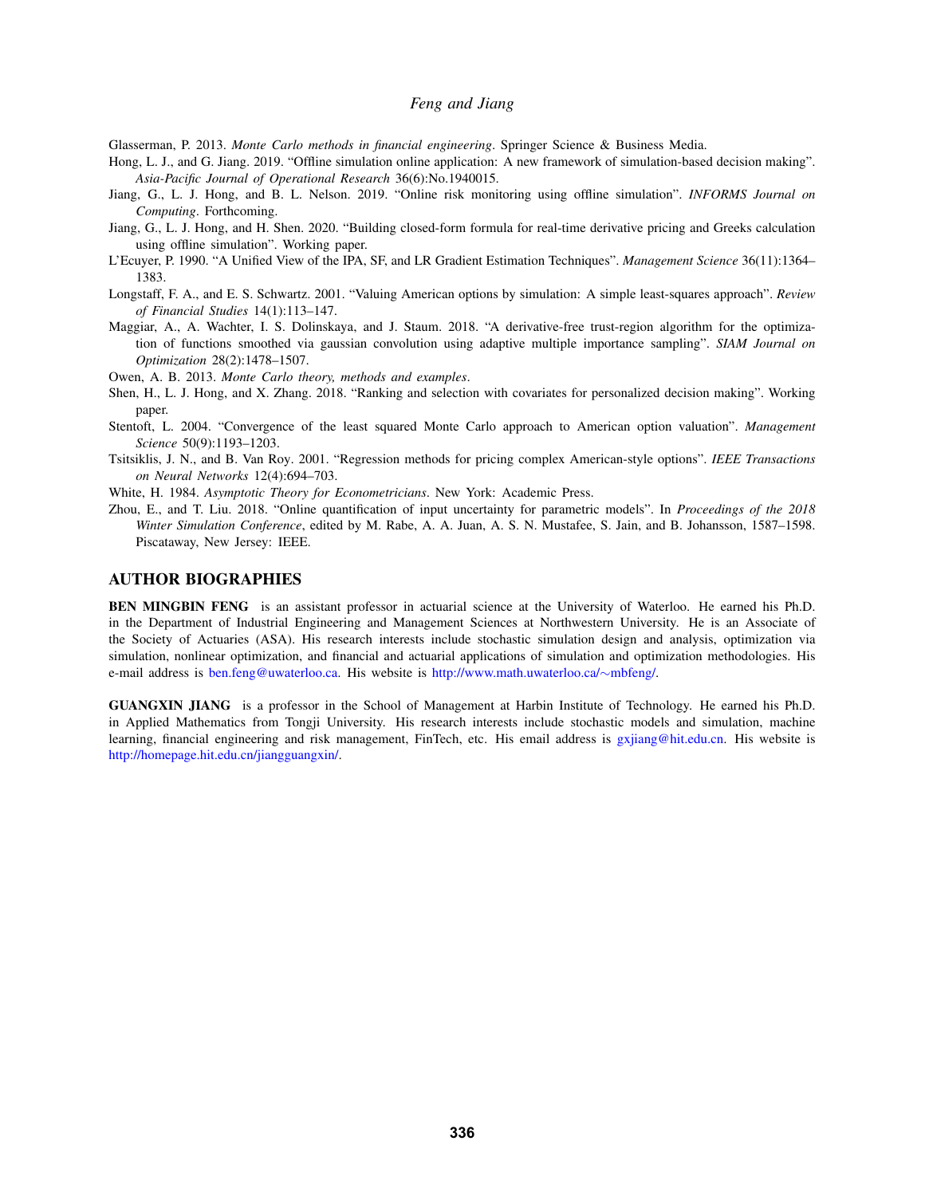Glasserman, P. 2013. *Monte Carlo methods in financial engineering*. Springer Science & Business Media.

Hong, L. J., and G. Jiang. 2019. "Offline simulation online application: A new framework of simulation-based decision making". *Asia-Pacific Journal of Operational Research* 36(6):No.1940015.

Jiang, G., L. J. Hong, and B. L. Nelson. 2019. "Online risk monitoring using offline simulation". *INFORMS Journal on Computing*. Forthcoming.

Jiang, G., L. J. Hong, and H. Shen. 2020. "Building closed-form formula for real-time derivative pricing and Greeks calculation using offline simulation". Working paper.

L'Ecuyer, P. 1990. "A Unified View of the IPA, SF, and LR Gradient Estimation Techniques". *Management Science* 36(11):1364–1383.

Longstaff, F. A., and E. S. Schwartz. 2001. "Valuing American options by simulation: A simple least-squares approach". *Review of Financial Studies* 14(1):113–147.

Maggiar, A., A. Wachter, I. S. Dolinskaya, and J. Staum. 2018. "A derivative-free trust-region algorithm for the optimization of functions smoothed via gaussian convolution using adaptive multiple importance sampling". *SIAM Journal on Optimization* 28(2):1478–1507.

Owen, A. B. 2013. *Monte Carlo theory, methods and examples*.

Shen, H., L. J. Hong, and X. Zhang. 2018. "Ranking and selection with covariates for personalized decision making". Working paper.

Stentoft, L. 2004. "Convergence of the least squared Monte Carlo approach to American option valuation". *Management Science* 50(9):1193–1203.

Tsitsiklis, J. N., and B. Van Roy. 2001. "Regression methods for pricing complex American-style options". *IEEE Transactions on Neural Networks* 12(4):694–703.

White, H. 1984. *Asymptotic Theory for Econometricians*. New York: Academic Press.

Zhou, E., and T. Liu. 2018. "Online quantification of input uncertainty for parametric models". In *Proceedings of the 2018 Winter Simulation Conference*, edited by M. Rabe, A. A. Juan, A. S. N. Mustafee, S. Jain, and B. Johansson, 1587–1598. Piscataway, New Jersey: IEEE.

## AUTHOR BIOGRAPHIES

**BEN MINGBIN FENG** is an assistant professor in actuarial science at the University of Waterloo. He earned his Ph.D. in the Department of Industrial Engineering and Management Sciences at Northwestern University. He is an Associate of the Society of Actuaries (ASA). His research interests include stochastic simulation design and analysis, optimization via simulation, nonlinear optimization, and financial and actuarial applications of simulation and optimization methodologies. His e-mail address is ben.feng@uwaterloo.ca. His website is http://www.math.uwaterloo.ca/∼mbfeng/.

**GUANGXIN JIANG** is a professor in the School of Management at Harbin Institute of Technology. He earned his Ph.D. in Applied Mathematics from Tongji University. His research interests include stochastic models and simulation, machine learning, financial engineering and risk management, FinTech, etc. His email address is gxjiang@hit.edu.cn. His website is http://homepage.hit.edu.cn/jiangguangxin/.